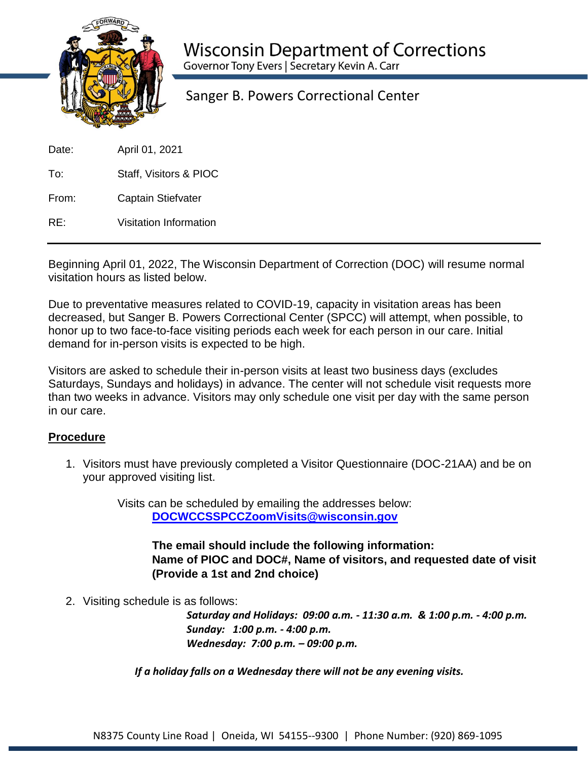# Wisconsin Department of Corrections

Governor Tony Evers | Secretary Kevin A. Carr

## Sanger B. Powers Correctional Center

Date: April 01, 2021

To: Staff, Visitors & PIOC

From: Captain Stiefvater

RE: Visitation Information

---

Beginning April 01, 2022, The Wisconsin Department of Correction (DOC) will resume normal visitation hours as listed below.

Due to preventative measures related to COVID-19, capacity in visitation areas has been decreased, but Sanger B. Powers Correctional Center (SPCC) will attempt, when possible, to honor up to two face-to-face visiting periods each week for each person in our care. Initial demand for in-person visits is expected to be high.

Visitors are asked to schedule their in-person visits at least two business days (excludes Saturdays, Sundays and holidays) in advance. The center will not schedule visit requests more than two weeks in advance. Visitors may only schedule one visit per day with the same person in our care.

**Procedure**

1. Visitors must have previously completed a Visitor Questionnaire (DOC-21AA) and be on your approved visiting list.

   Visits can be scheduled by emailing the addresses below:
   **DOCWCCSSPCCZoomVisits@wisconsin.gov**

   **The email should include the following information:**
   **Name of PIOC and DOC#, Name of visitors, and requested date of visit (Provide a 1st and 2nd choice)**

2. Visiting schedule is as follows:

   ***Saturday and Holidays: 09:00 a.m. - 11:30 a.m. & 1:00 p.m. - 4:00 p.m.***
   ***Sunday: 1:00 p.m. - 4:00 p.m.***
   ***Wednesday: 7:00 p.m. – 09:00 p.m.***

***If a holiday falls on a Wednesday there will not be any evening visits.***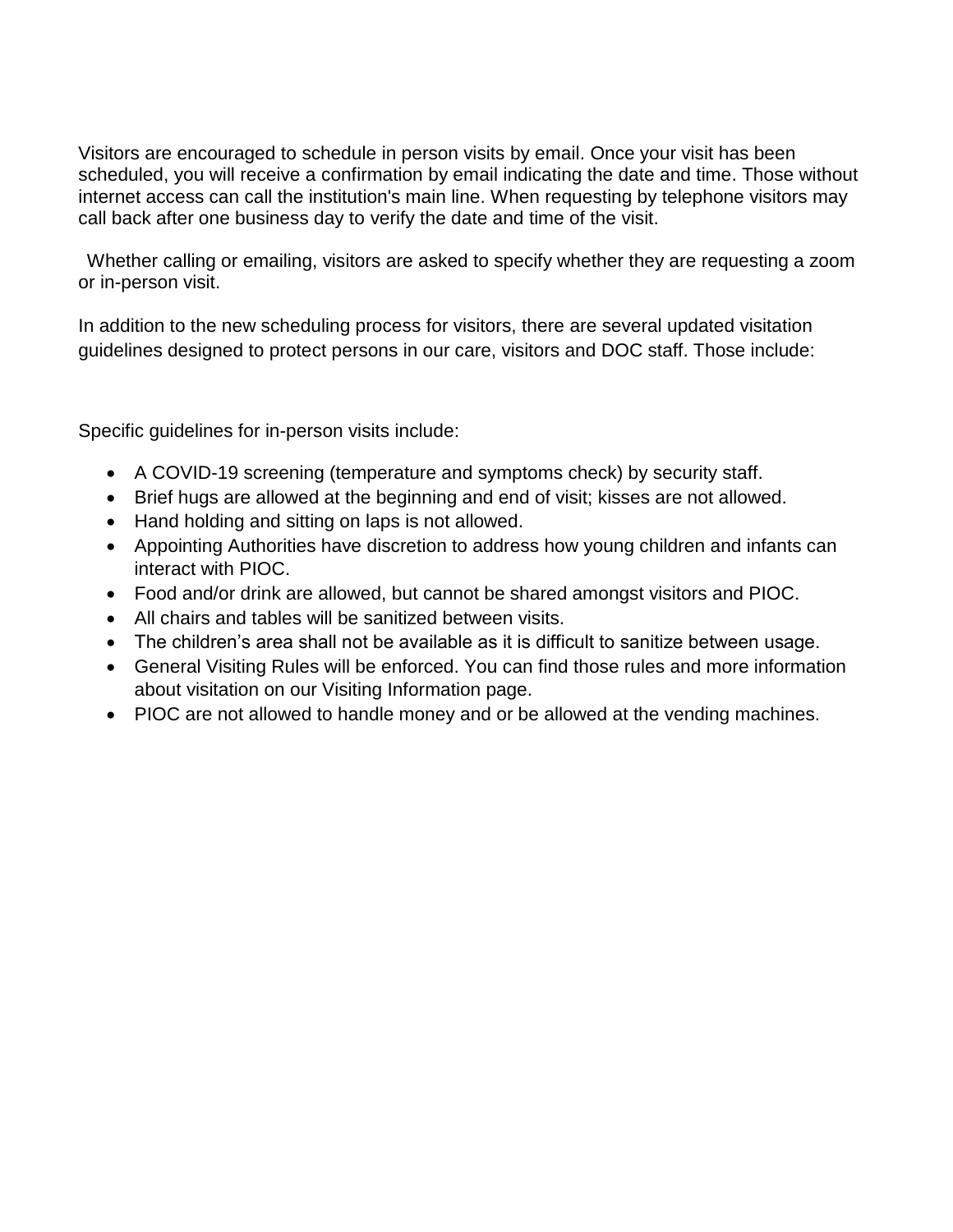Visitors are encouraged to schedule in person visits by email. Once your visit has been scheduled, you will receive a confirmation by email indicating the date and time. Those without internet access can call the institution's main line. When requesting by telephone visitors may call back after one business day to verify the date and time of the visit.

Whether calling or emailing, visitors are asked to specify whether they are requesting a zoom or in-person visit.

In addition to the new scheduling process for visitors, there are several updated visitation guidelines designed to protect persons in our care, visitors and DOC staff. Those include:

Specific guidelines for in-person visits include:

- A COVID-19 screening (temperature and symptoms check) by security staff.
- Brief hugs are allowed at the beginning and end of visit; kisses are not allowed.
- Hand holding and sitting on laps is not allowed.
- Appointing Authorities have discretion to address how young children and infants can interact with PIOC.
- Food and/or drink are allowed, but cannot be shared amongst visitors and PIOC.
- All chairs and tables will be sanitized between visits.
- The children's area shall not be available as it is difficult to sanitize between usage.
- General Visiting Rules will be enforced. You can find those rules and more information about visitation on our Visiting Information page.
- PIOC are not allowed to handle money and or be allowed at the vending machines.